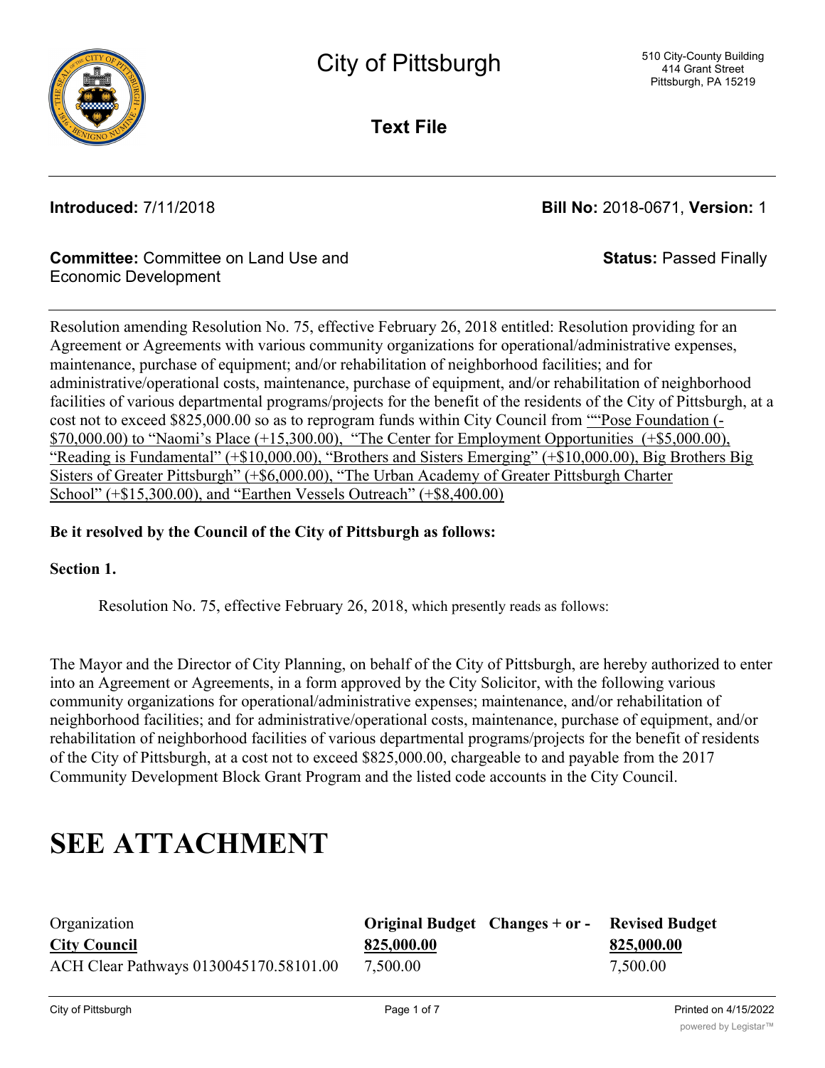# City of Pittsburgh

510 City-County Building
414 Grant Street
Pittsburgh, PA 15219

**Text File**

**Introduced:** 7/11/2018 **Bill No:** 2018-0671, **Version:** 1

**Committee:** Committee on Land Use and Economic Development **Status:** Passed Finally

Resolution amending Resolution No. 75, effective February 26, 2018 entitled: Resolution providing for an Agreement or Agreements with various community organizations for operational/administrative expenses, maintenance, purchase of equipment; and/or rehabilitation of neighborhood facilities; and for administrative/operational costs, maintenance, purchase of equipment, and/or rehabilitation of neighborhood facilities of various departmental programs/projects for the benefit of the residents of the City of Pittsburgh, at a cost not to exceed $825,000.00 so as to reprogram funds within City Council from ""Pose Foundation (-$70,000.00) to "Naomi's Place (+15,300.00), "The Center for Employment Opportunities (+$5,000.00), "Reading is Fundamental" (+$10,000.00), "Brothers and Sisters Emerging" (+$10,000.00), Big Brothers Big Sisters of Greater Pittsburgh" (+$6,000.00), "The Urban Academy of Greater Pittsburgh Charter School" (+$15,300.00), and "Earthen Vessels Outreach" (+$8,400.00)

**Be it resolved by the Council of the City of Pittsburgh as follows:**

**Section 1.**

Resolution No. 75, effective February 26, 2018, which presently reads as follows:

The Mayor and the Director of City Planning, on behalf of the City of Pittsburgh, are hereby authorized to enter into an Agreement or Agreements, in a form approved by the City Solicitor, with the following various community organizations for operational/administrative expenses; maintenance, and/or rehabilitation of neighborhood facilities; and for administrative/operational costs, maintenance, purchase of equipment, and/or rehabilitation of neighborhood facilities of various departmental programs/projects for the benefit of residents of the City of Pittsburgh, at a cost not to exceed $825,000.00, chargeable to and payable from the 2017 Community Development Block Grant Program and the listed code accounts in the City Council.

# SEE ATTACHMENT

| Organization | Original Budget | Changes + or - | Revised Budget |
|---|---|---|---|
| **City Council** | **825,000.00** | | **825,000.00** |
| ACH Clear Pathways 0130045170.58101.00 | 7,500.00 | | 7,500.00 |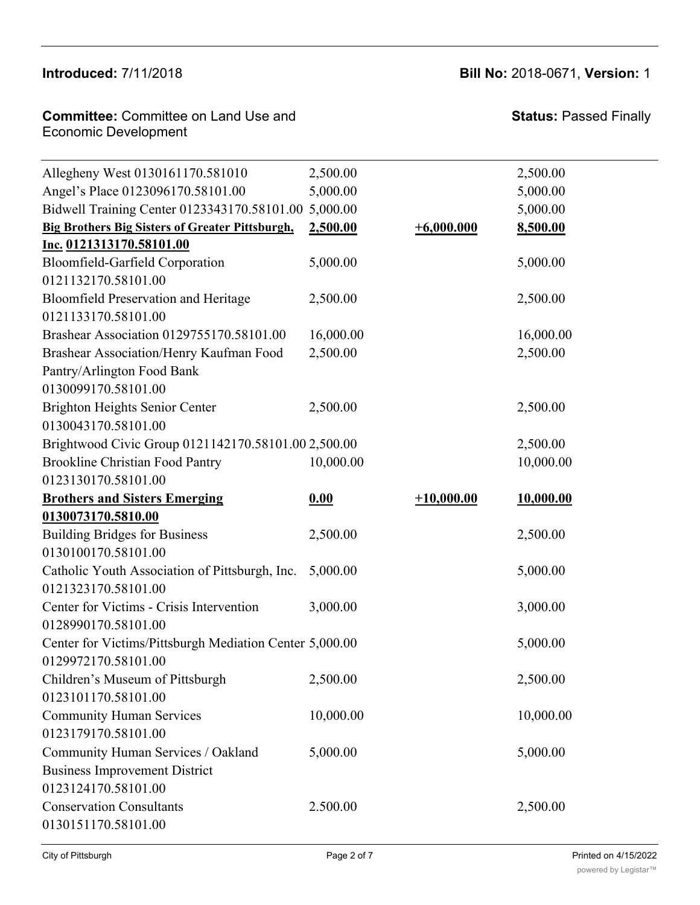**Introduced:** 7/11/2018

**Bill No:** 2018-0671, **Version:** 1

**Committee:** Committee on Land Use and Economic Development

**Status:** Passed Finally

| | | | |
|---|---|---|---|
| Allegheny West 0130161170.581010 | 2,500.00 | | 2,500.00 |
| Angel's Place 0123096170.58101.00 | 5,000.00 | | 5,000.00 |
| Bidwell Training Center 0123343170.58101.00 | 5,000.00 | | 5,000.00 |
| **Big Brothers Big Sisters of Greater Pittsburgh, Inc. 0121313170.58101.00** | **2,500.00** | **+6,000.000** | **8,500.00** |
| Bloomfield-Garfield Corporation 0121132170.58101.00 | 5,000.00 | | 5,000.00 |
| Bloomfield Preservation and Heritage 0121133170.58101.00 | 2,500.00 | | 2,500.00 |
| Brashear Association 0129755170.58101.00 | 16,000.00 | | 16,000.00 |
| Brashear Association/Henry Kaufman Food Pantry/Arlington Food Bank 0130099170.58101.00 | 2,500.00 | | 2,500.00 |
| Brighton Heights Senior Center 0130043170.58101.00 | 2,500.00 | | 2,500.00 |
| Brightwood Civic Group 0121142170.58101.00 | 2,500.00 | | 2,500.00 |
| Brookline Christian Food Pantry 0123130170.58101.00 | 10,000.00 | | 10,000.00 |
| **Brothers and Sisters Emerging 0130073170.5810.00** | **0.00** | **+10,000.00** | **10,000.00** |
| Building Bridges for Business 0130100170.58101.00 | 2,500.00 | | 2,500.00 |
| Catholic Youth Association of Pittsburgh, Inc. 0121323170.58101.00 | 5,000.00 | | 5,000.00 |
| Center for Victims - Crisis Intervention 0128990170.58101.00 | 3,000.00 | | 3,000.00 |
| Center for Victims/Pittsburgh Mediation Center 0129972170.58101.00 | 5,000.00 | | 5,000.00 |
| Children's Museum of Pittsburgh 0123101170.58101.00 | 2,500.00 | | 2,500.00 |
| Community Human Services 0123179170.58101.00 | 10,000.00 | | 10,000.00 |
| Community Human Services / Oakland Business Improvement District 0123124170.58101.00 | 5,000.00 | | 5,000.00 |
| Conservation Consultants 0130151170.58101.00 | 2.500.00 | | 2,500.00 |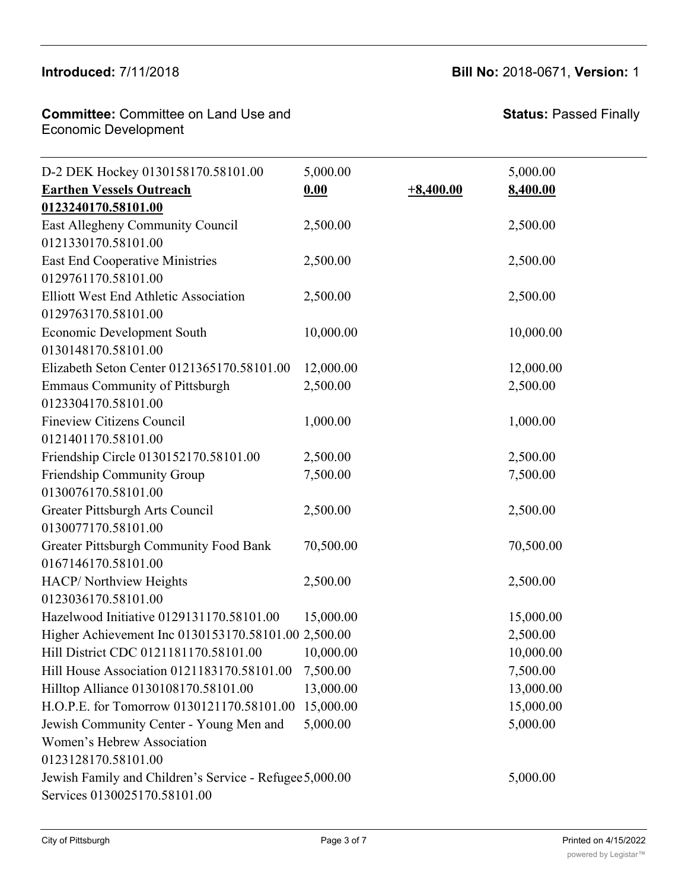**Introduced:** 7/11/2018

**Bill No:** 2018-0671, **Version:** 1

**Committee:** Committee on Land Use and Economic Development

**Status:** Passed Finally

| | | | |
|---|---|---|---|
| D-2 DEK Hockey 0130158170.58101.00 | 5,000.00 | | 5,000.00 |
| **Earthen Vessels Outreach 0123240170.58101.00** | **0.00** | **+8,400.00** | **8,400.00** |
| East Allegheny Community Council 0121330170.58101.00 | 2,500.00 | | 2,500.00 |
| East End Cooperative Ministries 0129761170.58101.00 | 2,500.00 | | 2,500.00 |
| Elliott West End Athletic Association 0129763170.58101.00 | 2,500.00 | | 2,500.00 |
| Economic Development South 0130148170.58101.00 | 10,000.00 | | 10,000.00 |
| Elizabeth Seton Center 0121365170.58101.00 | 12,000.00 | | 12,000.00 |
| Emmaus Community of Pittsburgh 0123304170.58101.00 | 2,500.00 | | 2,500.00 |
| Fineview Citizens Council 0121401170.58101.00 | 1,000.00 | | 1,000.00 |
| Friendship Circle 0130152170.58101.00 | 2,500.00 | | 2,500.00 |
| Friendship Community Group 0130076170.58101.00 | 7,500.00 | | 7,500.00 |
| Greater Pittsburgh Arts Council 0130077170.58101.00 | 2,500.00 | | 2,500.00 |
| Greater Pittsburgh Community Food Bank 0167146170.58101.00 | 70,500.00 | | 70,500.00 |
| HACP/ Northview Heights 0123036170.58101.00 | 2,500.00 | | 2,500.00 |
| Hazelwood Initiative 0129131170.58101.00 | 15,000.00 | | 15,000.00 |
| Higher Achievement Inc 0130153170.58101.00 | 2,500.00 | | 2,500.00 |
| Hill District CDC 0121181170.58101.00 | 10,000.00 | | 10,000.00 |
| Hill House Association 0121183170.58101.00 | 7,500.00 | | 7,500.00 |
| Hilltop Alliance 0130108170.58101.00 | 13,000.00 | | 13,000.00 |
| H.O.P.E. for Tomorrow 0130121170.58101.00 | 15,000.00 | | 15,000.00 |
| Jewish Community Center - Young Men and Women's Hebrew Association 0123128170.58101.00 | 5,000.00 | | 5,000.00 |
| Jewish Family and Children's Service - Refugee Services 0130025170.58101.00 | 5,000.00 | | 5,000.00 |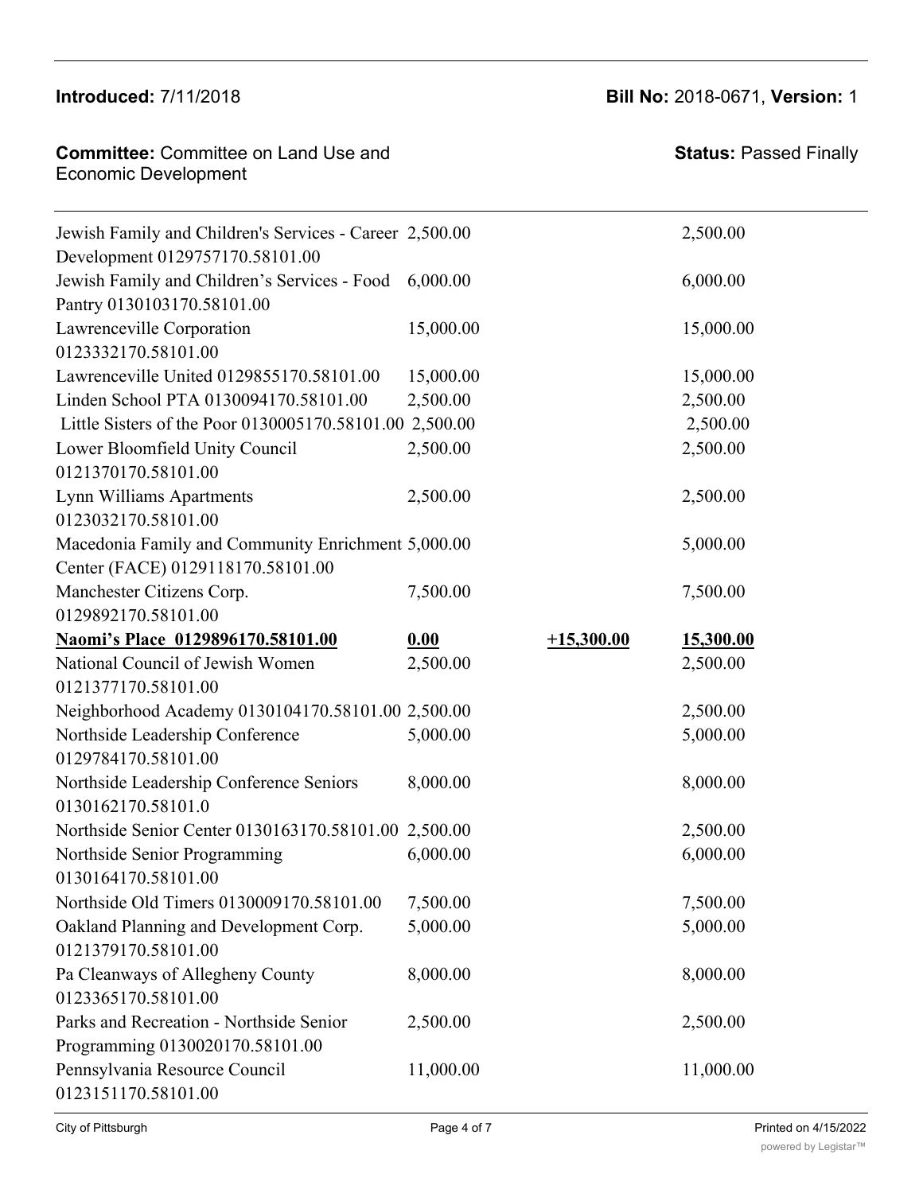**Introduced:** 7/11/2018 **Bill No:** 2018-0671, **Version:** 1

**Committee:** Committee on Land Use and Economic Development **Status:** Passed Finally

| | | | |
|---|---|---|---|
| Jewish Family and Children's Services - Career Development 0129757170.58101.00 | 2,500.00 | | 2,500.00 |
| Jewish Family and Children's Services - Food Pantry 0130103170.58101.00 | 6,000.00 | | 6,000.00 |
| Lawrenceville Corporation 0123332170.58101.00 | 15,000.00 | | 15,000.00 |
| Lawrenceville United 0129855170.58101.00 | 15,000.00 | | 15,000.00 |
| Linden School PTA 0130094170.58101.00 | 2,500.00 | | 2,500.00 |
| Little Sisters of the Poor 0130005170.58101.00 | 2,500.00 | | 2,500.00 |
| Lower Bloomfield Unity Council 0121370170.58101.00 | 2,500.00 | | 2,500.00 |
| Lynn Williams Apartments 0123032170.58101.00 | 2,500.00 | | 2,500.00 |
| Macedonia Family and Community Enrichment Center (FACE) 0129118170.58101.00 | 5,000.00 | | 5,000.00 |
| Manchester Citizens Corp. 0129892170.58101.00 | 7,500.00 | | 7,500.00 |
| **Naomi's Place 0129896170.58101.00** | **0.00** | **+15,300.00** | **15,300.00** |
| National Council of Jewish Women 0121377170.58101.00 | 2,500.00 | | 2,500.00 |
| Neighborhood Academy 0130104170.58101.00 | 2,500.00 | | 2,500.00 |
| Northside Leadership Conference 0129784170.58101.00 | 5,000.00 | | 5,000.00 |
| Northside Leadership Conference Seniors 0130162170.58101.0 | 8,000.00 | | 8,000.00 |
| Northside Senior Center 0130163170.58101.00 | 2,500.00 | | 2,500.00 |
| Northside Senior Programming 0130164170.58101.00 | 6,000.00 | | 6,000.00 |
| Northside Old Timers 0130009170.58101.00 | 7,500.00 | | 7,500.00 |
| Oakland Planning and Development Corp. 0121379170.58101.00 | 5,000.00 | | 5,000.00 |
| Pa Cleanways of Allegheny County 0123365170.58101.00 | 8,000.00 | | 8,000.00 |
| Parks and Recreation - Northside Senior Programming 0130020170.58101.00 | 2,500.00 | | 2,500.00 |
| Pennsylvania Resource Council 0123151170.58101.00 | 11,000.00 | | 11,000.00 |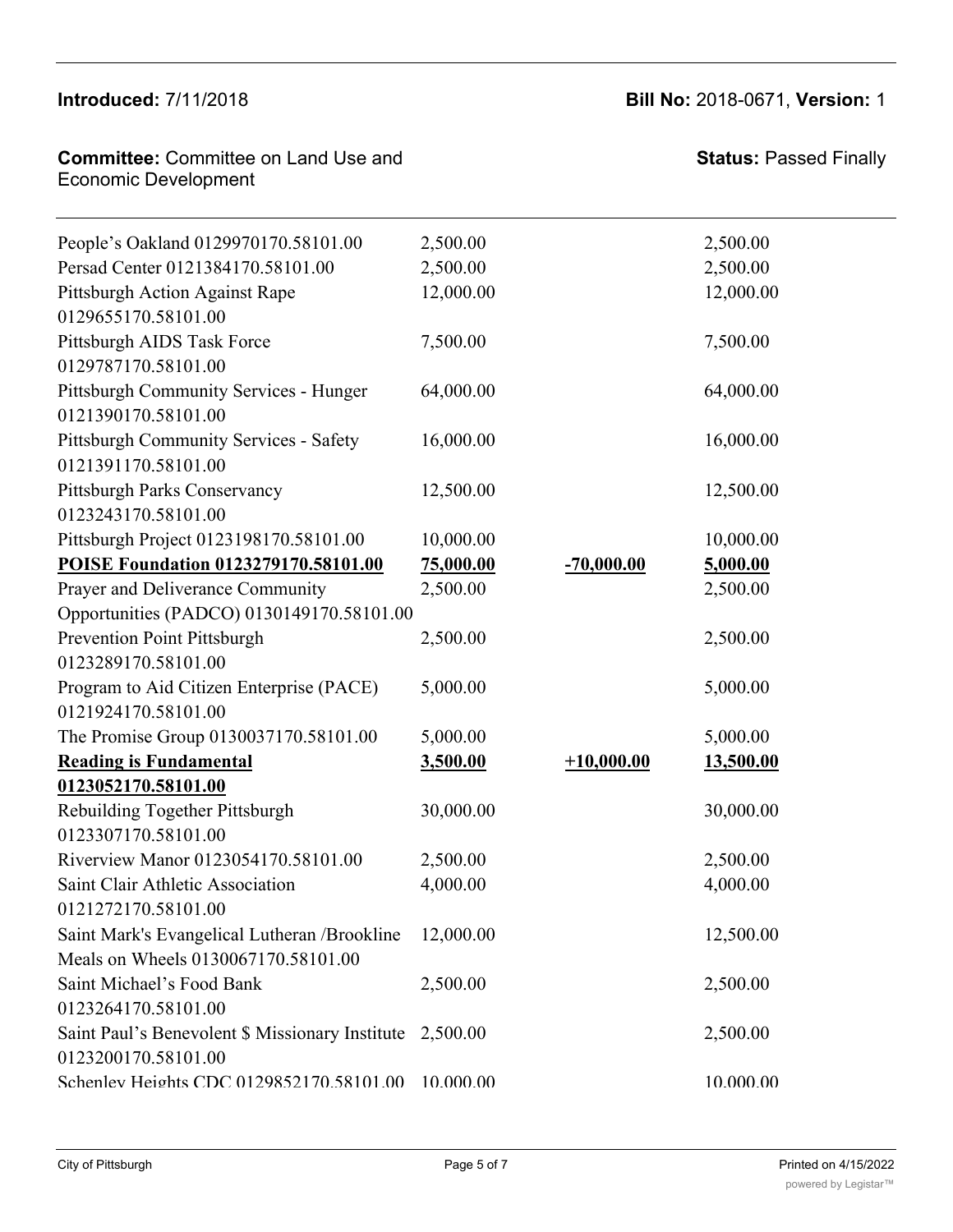| | | | |
|---|---|---|---|
| People's Oakland 0129970170.58101.00 | 2,500.00 | | 2,500.00 |
| Persad Center 0121384170.58101.00 | 2,500.00 | | 2,500.00 |
| Pittsburgh Action Against Rape 0129655170.58101.00 | 12,000.00 | | 12,000.00 |
| Pittsburgh AIDS Task Force 0129787170.58101.00 | 7,500.00 | | 7,500.00 |
| Pittsburgh Community Services - Hunger 0121390170.58101.00 | 64,000.00 | | 64,000.00 |
| Pittsburgh Community Services - Safety 0121391170.58101.00 | 16,000.00 | | 16,000.00 |
| Pittsburgh Parks Conservancy 0123243170.58101.00 | 12,500.00 | | 12,500.00 |
| Pittsburgh Project 0123198170.58101.00 | 10,000.00 | | 10,000.00 |
| **POISE Foundation 0123279170.58101.00** | **75,000.00** | **-70,000.00** | **5,000.00** |
| Prayer and Deliverance Community Opportunities (PADCO) 0130149170.58101.00 | 2,500.00 | | 2,500.00 |
| Prevention Point Pittsburgh 0123289170.58101.00 | 2,500.00 | | 2,500.00 |
| Program to Aid Citizen Enterprise (PACE) 0121924170.58101.00 | 5,000.00 | | 5,000.00 |
| The Promise Group 0130037170.58101.00 | 5,000.00 | | 5,000.00 |
| **Reading is Fundamental 0123052170.58101.00** | **3,500.00** | **+10,000.00** | **13,500.00** |
| Rebuilding Together Pittsburgh 0123307170.58101.00 | 30,000.00 | | 30,000.00 |
| Riverview Manor 0123054170.58101.00 | 2,500.00 | | 2,500.00 |
| Saint Clair Athletic Association 0121272170.58101.00 | 4,000.00 | | 4,000.00 |
| Saint Mark's Evangelical Lutheran /Brookline Meals on Wheels 0130067170.58101.00 | 12,000.00 | | 12,500.00 |
| Saint Michael's Food Bank 0123264170.58101.00 | 2,500.00 | | 2,500.00 |
| Saint Paul's Benevolent $ Missionary Institute 0123200170.58101.00 | 2,500.00 | | 2,500.00 |
| Schenley Heights CDC 0129852170.58101.00 | 10,000.00 | | 10,000.00 |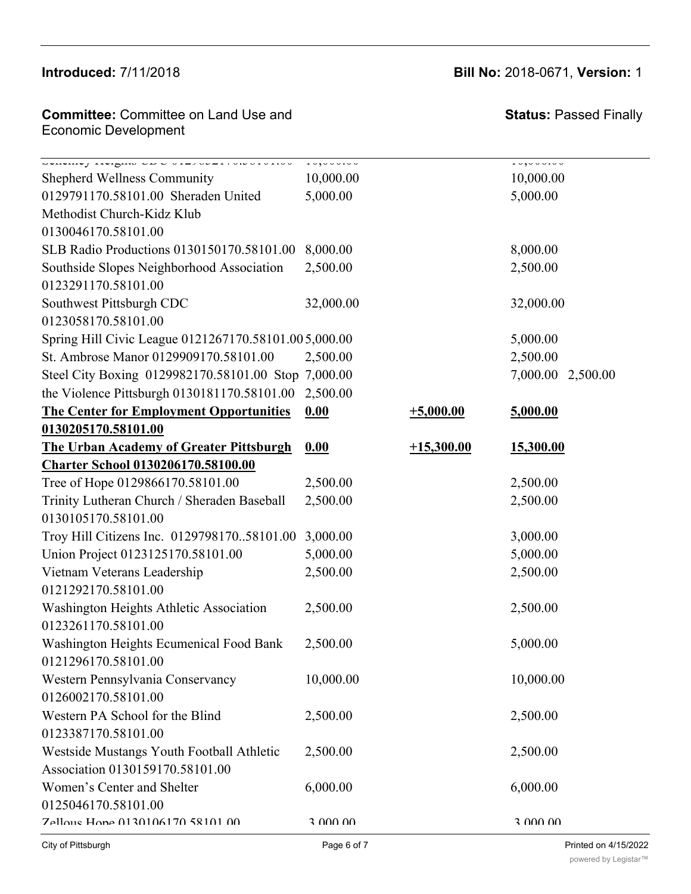| | | | |
|---|---|---|---|
| Schenley Heights CDC 0129852170.58101.00 | 10,000.00 | | 10,000.00 |
| Shepherd Wellness Community 0129791170.58101.00 | 10,000.00 | | 10,000.00 |
| Sheraden United Methodist Church-Kidz Klub 0130046170.58101.00 | 5,000.00 | | 5,000.00 |
| SLB Radio Productions 0130150170.58101.00 | 8,000.00 | | 8,000.00 |
| Southside Slopes Neighborhood Association 0123291170.58101.00 | 2,500.00 | | 2,500.00 |
| Southwest Pittsburgh CDC 0123058170.58101.00 | 32,000.00 | | 32,000.00 |
| Spring Hill Civic League 0121267170.58101.00 | 5,000.00 | | 5,000.00 |
| St. Ambrose Manor 0129909170.58101.00 | 2,500.00 | | 2,500.00 |
| Steel City Boxing 0129982170.58101.00 | 7,000.00 | | 7,000.00 |
| Stop the Violence Pittsburgh 0130181170.58101.00 | 2,500.00 | | 2,500.00 |
| **The Center for Employment Opportunities 0130205170.58101.00** | **0.00** | **+5,000.00** | **5,000.00** |
| **The Urban Academy of Greater Pittsburgh Charter School 0130206170.58100.00** | **0.00** | **+15,300.00** | **15,300.00** |
| Tree of Hope 0129866170.58101.00 | 2,500.00 | | 2,500.00 |
| Trinity Lutheran Church / Sheraden Baseball 0130105170.58101.00 | 2,500.00 | | 2,500.00 |
| Troy Hill Citizens Inc. 0129798170..58101.00 | 3,000.00 | | 3,000.00 |
| Union Project 0123125170.58101.00 | 5,000.00 | | 5,000.00 |
| Vietnam Veterans Leadership 0121292170.58101.00 | 2,500.00 | | 2,500.00 |
| Washington Heights Athletic Association 0123261170.58101.00 | 2,500.00 | | 2,500.00 |
| Washington Heights Ecumenical Food Bank 0121296170.58101.00 | 2,500.00 | | 5,000.00 |
| Western Pennsylvania Conservancy 0126002170.58101.00 | 10,000.00 | | 10,000.00 |
| Western PA School for the Blind 0123387170.58101.00 | 2,500.00 | | 2,500.00 |
| Westside Mustangs Youth Football Athletic Association 0130159170.58101.00 | 2,500.00 | | 2,500.00 |
| Women's Center and Shelter 0125046170.58101.00 | 6,000.00 | | 6,000.00 |
| Zellous Hope 0130106170.58101.00 | 3,000.00 | | 3,000.00 |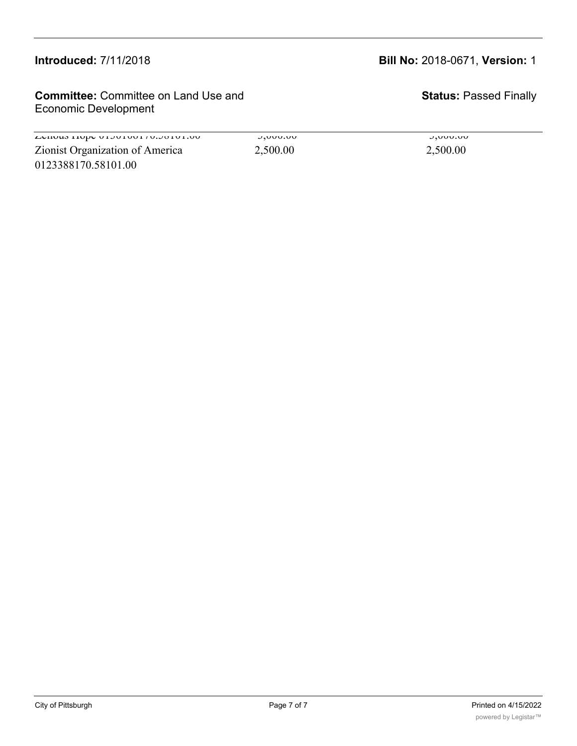| | | |
|---|---|---|
| Zealous Hope 0130100170.58101.00 | 5,000.00 | 5,000.00 |
| Zionist Organization of America 0123388170.58101.00 | 2,500.00 | 2,500.00 |